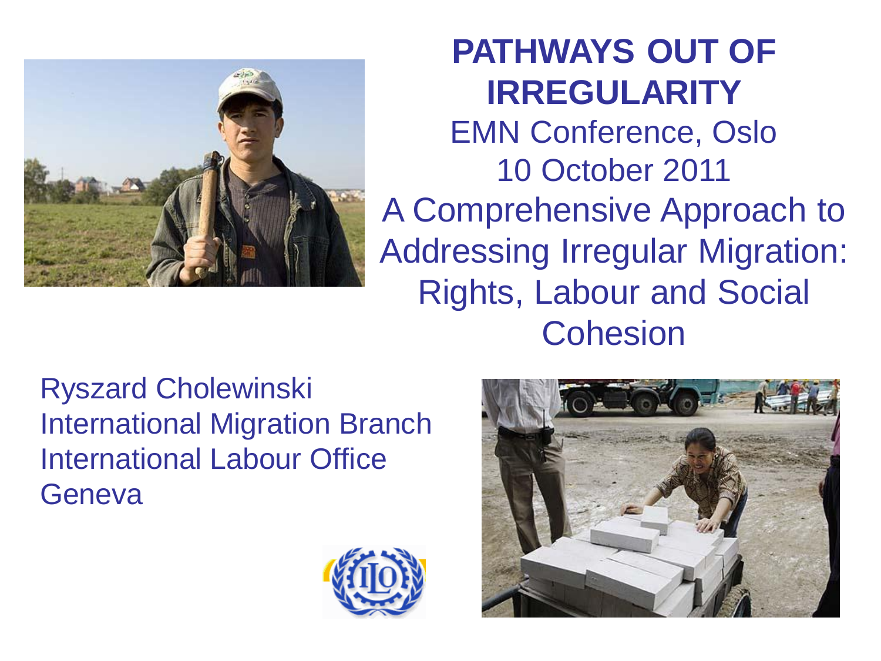# PATHWAYS OUT OF IRREGULARITY

EMN Conference, Oslo
10 October 2011

A Comprehensive Approach to Addressing Irregular Migration: Rights, Labour and Social Cohesion

Ryszard Cholewinski
International Migration Branch
International Labour Office
Geneva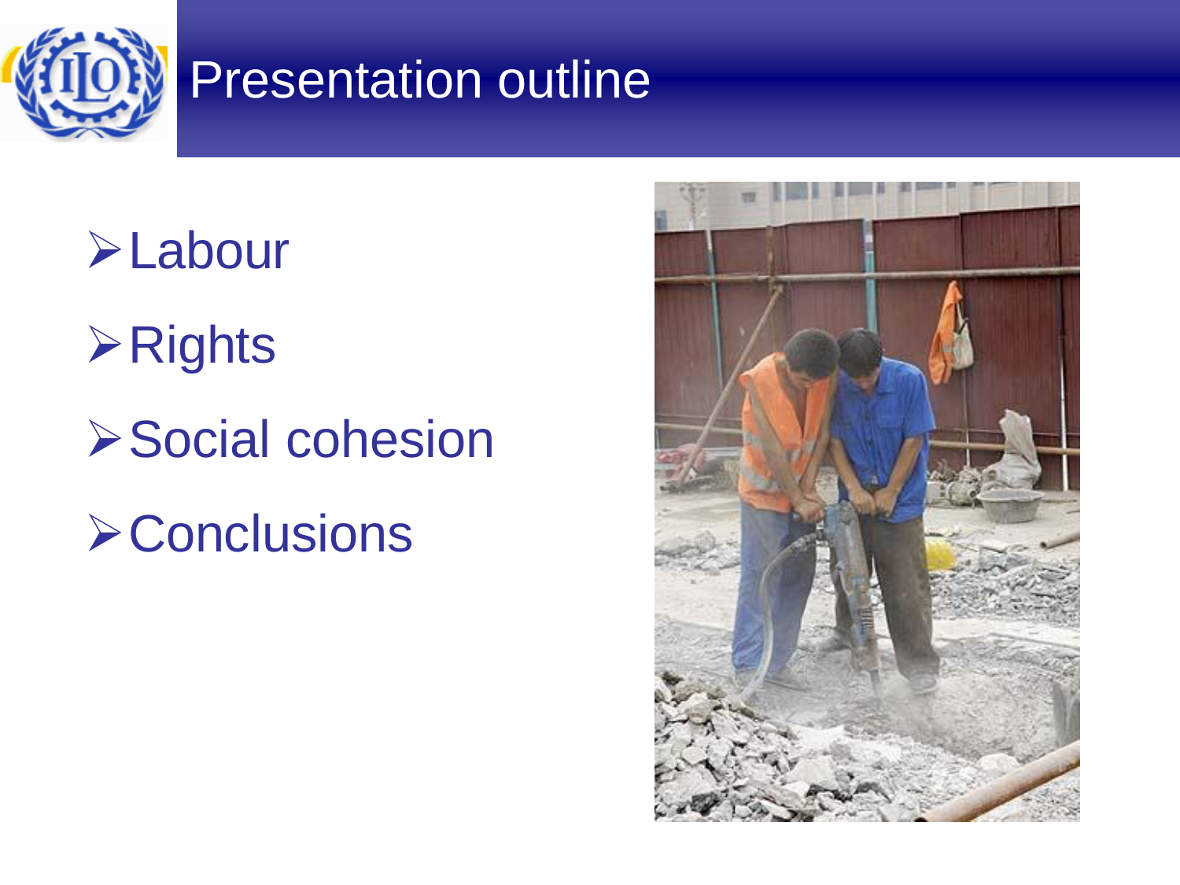# Presentation outline

- Labour
- Rights
- Social cohesion
- Conclusions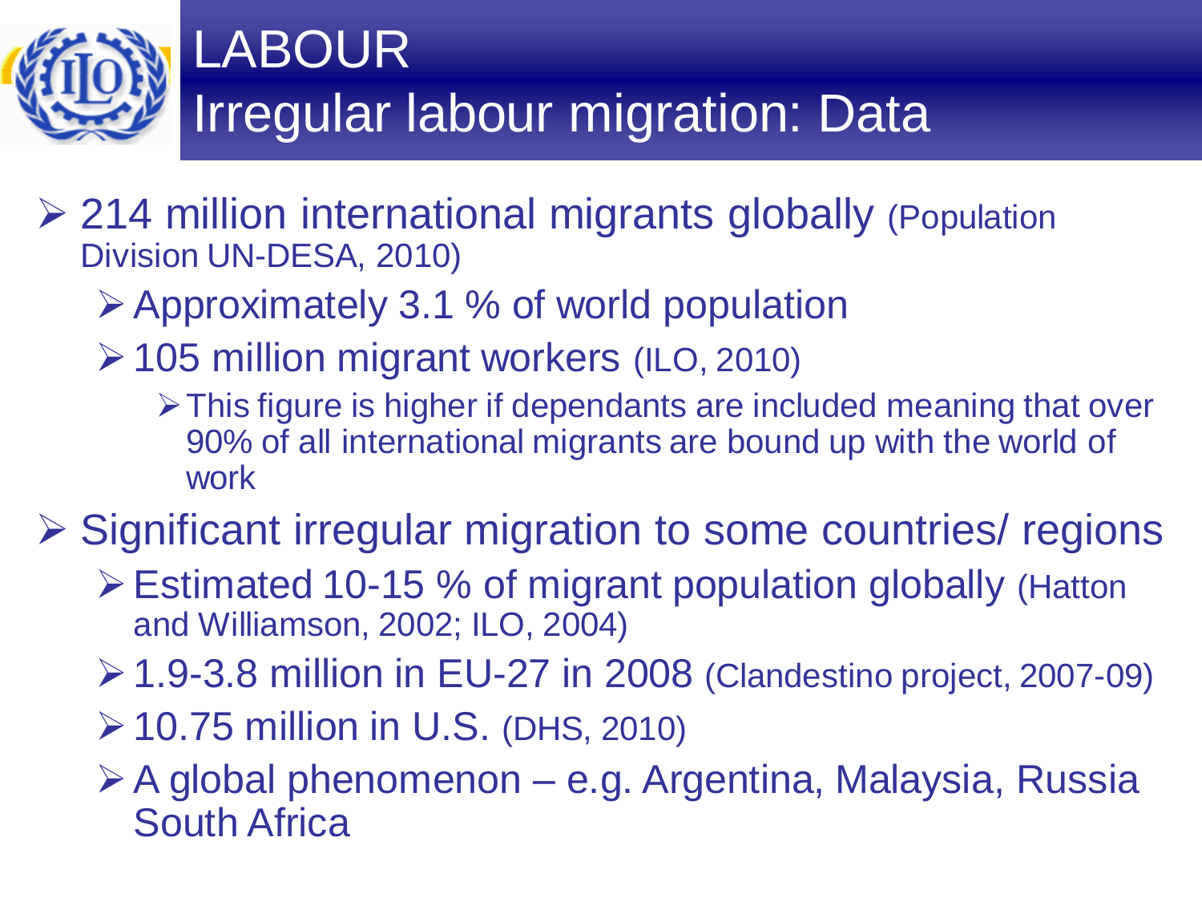# LABOUR

## Irregular labour migration: Data

- 214 million international migrants globally (Population Division UN-DESA, 2010)
  - Approximately 3.1 % of world population
  - 105 million migrant workers (ILO, 2010)
    - This figure is higher if dependants are included meaning that over 90% of all international migrants are bound up with the world of work
- Significant irregular migration to some countries/ regions
  - Estimated 10-15 % of migrant population globally (Hatton and Williamson, 2002; ILO, 2004)
  - 1.9-3.8 million in EU-27 in 2008 (Clandestino project, 2007-09)
  - 10.75 million in U.S. (DHS, 2010)
  - A global phenomenon – e.g. Argentina, Malaysia, Russia South Africa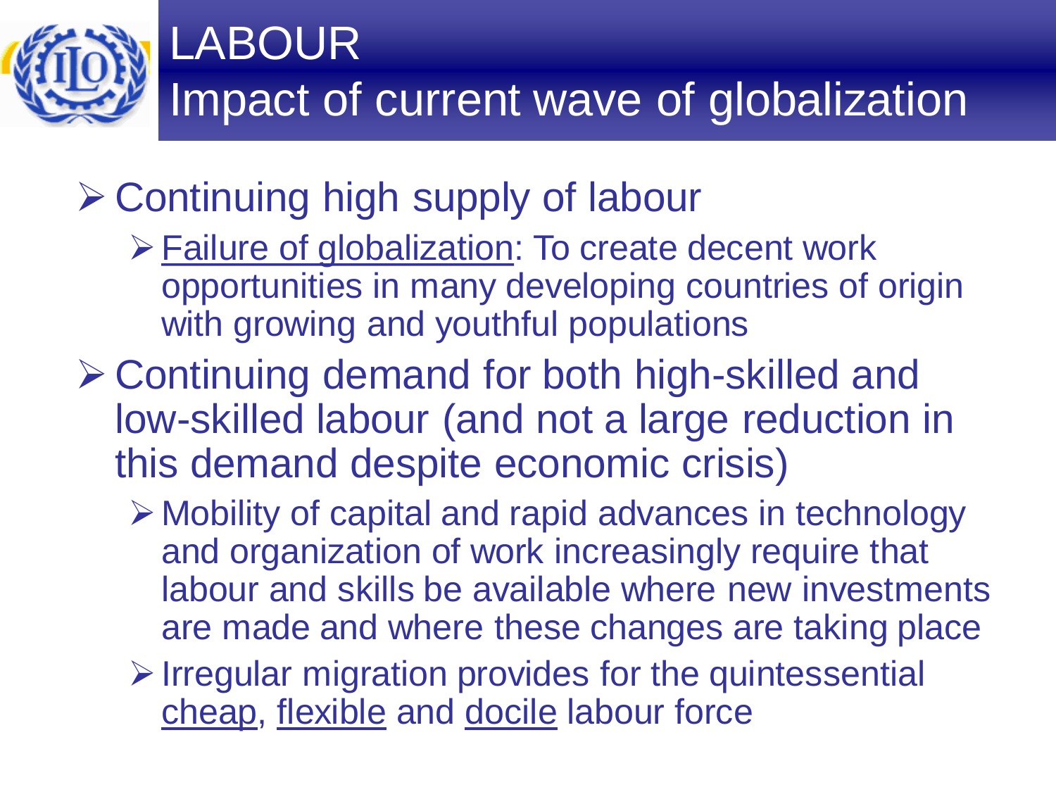# LABOUR
## Impact of current wave of globalization

- Continuing high supply of labour
  - Failure of globalization: To create decent work opportunities in many developing countries of origin with growing and youthful populations
- Continuing demand for both high-skilled and low-skilled labour (and not a large reduction in this demand despite economic crisis)
  - Mobility of capital and rapid advances in technology and organization of work increasingly require that labour and skills be available where new investments are made and where these changes are taking place
  - Irregular migration provides for the quintessential cheap, flexible and docile labour force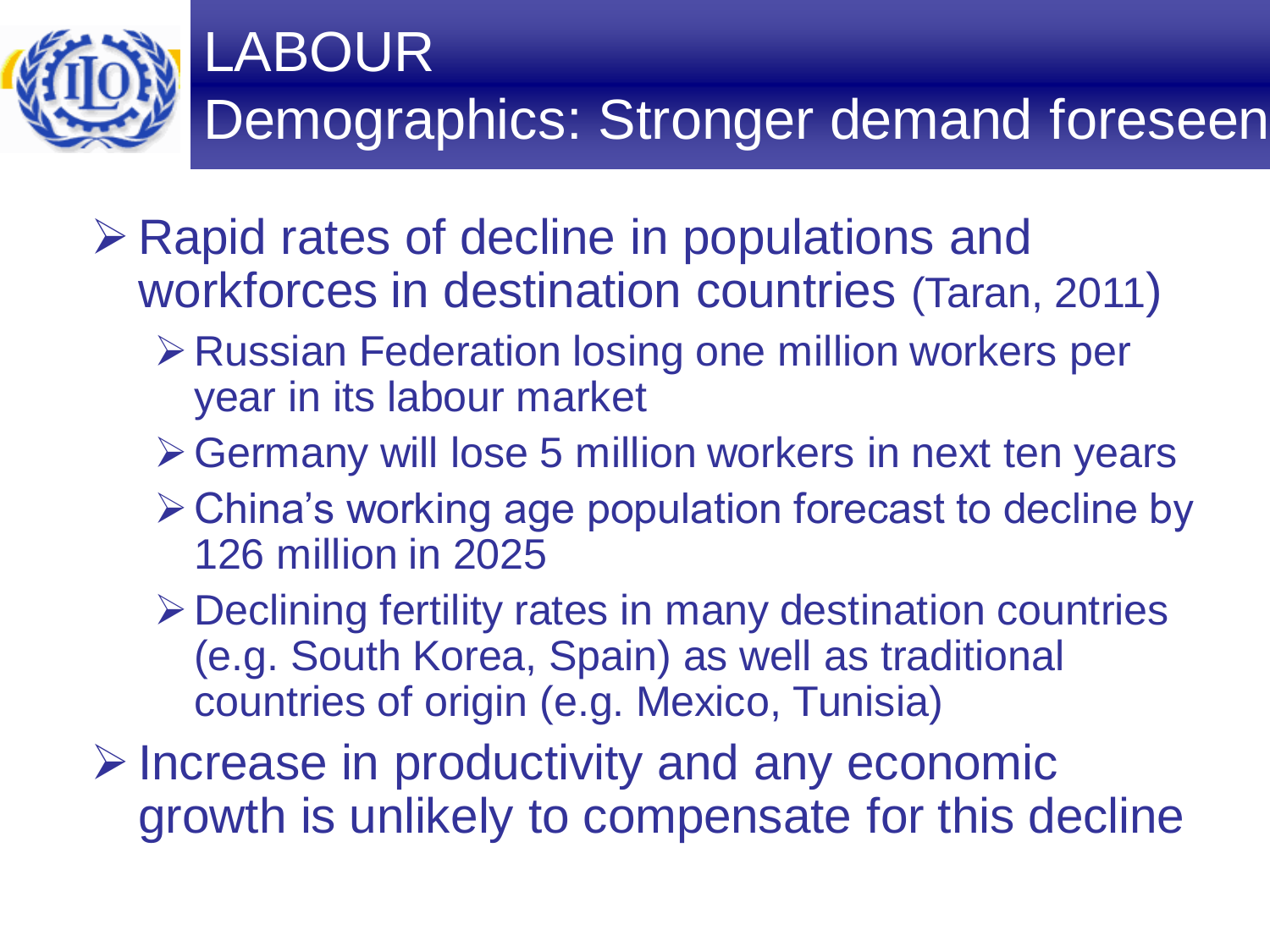# LABOUR
## Demographics: Stronger demand foreseen

- Rapid rates of decline in populations and workforces in destination countries (Taran, 2011)
  - Russian Federation losing one million workers per year in its labour market
  - Germany will lose 5 million workers in next ten years
  - China's working age population forecast to decline by 126 million in 2025
  - Declining fertility rates in many destination countries (e.g. South Korea, Spain) as well as traditional countries of origin (e.g. Mexico, Tunisia)
- Increase in productivity and any economic growth is unlikely to compensate for this decline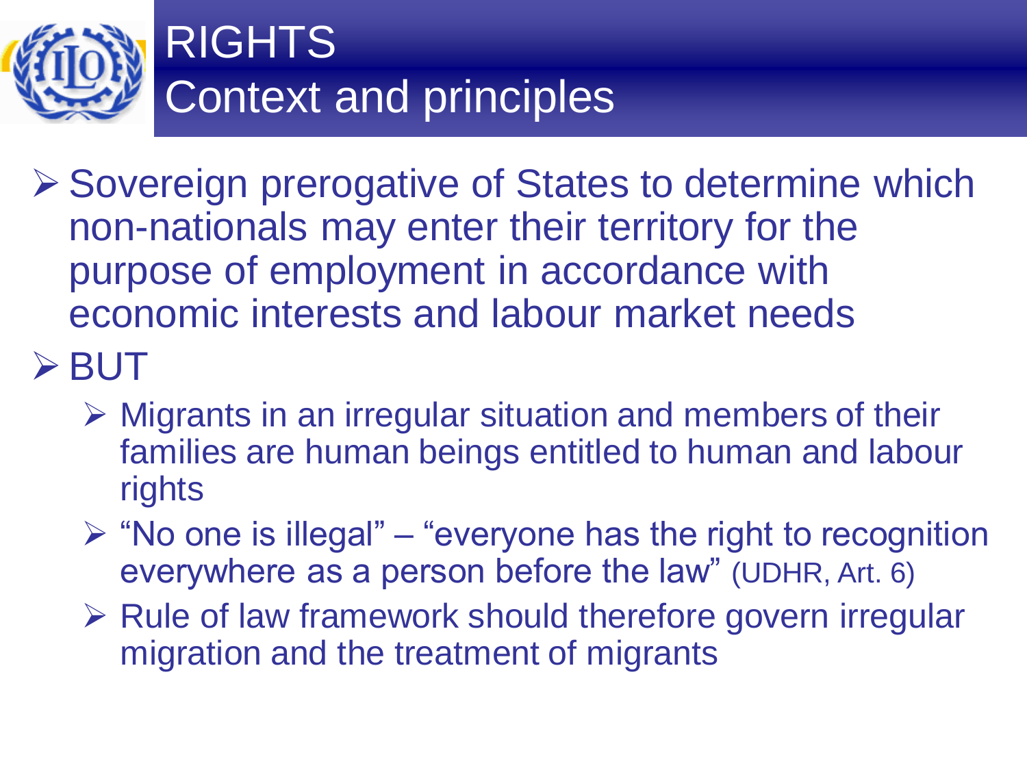# RIGHTS
## Context and principles

- Sovereign prerogative of States to determine which non-nationals may enter their territory for the purpose of employment in accordance with economic interests and labour market needs
- BUT
  - Migrants in an irregular situation and members of their families are human beings entitled to human and labour rights
  - "No one is illegal" – "everyone has the right to recognition everywhere as a person before the law" (UDHR, Art. 6)
  - Rule of law framework should therefore govern irregular migration and the treatment of migrants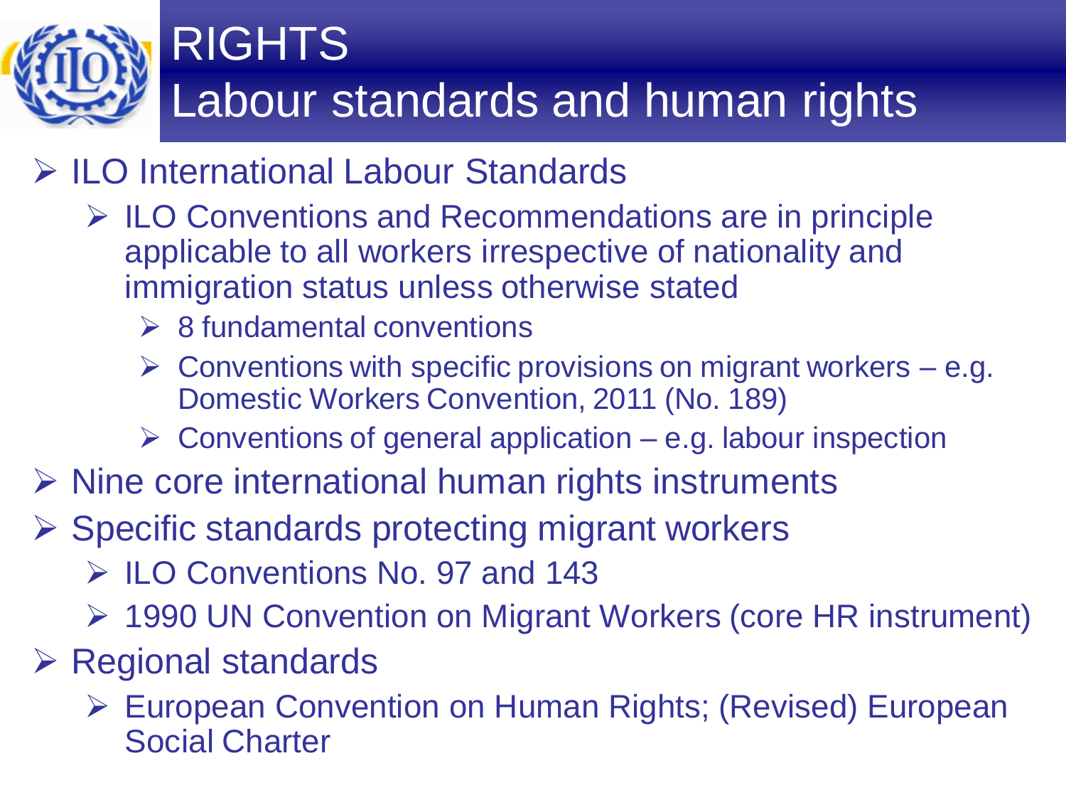# RIGHTS
## Labour standards and human rights

- ILO International Labour Standards
  - ILO Conventions and Recommendations are in principle applicable to all workers irrespective of nationality and immigration status unless otherwise stated
    - 8 fundamental conventions
    - Conventions with specific provisions on migrant workers – e.g. Domestic Workers Convention, 2011 (No. 189)
    - Conventions of general application – e.g. labour inspection
- Nine core international human rights instruments
- Specific standards protecting migrant workers
  - ILO Conventions No. 97 and 143
  - 1990 UN Convention on Migrant Workers (core HR instrument)
- Regional standards
  - European Convention on Human Rights; (Revised) European Social Charter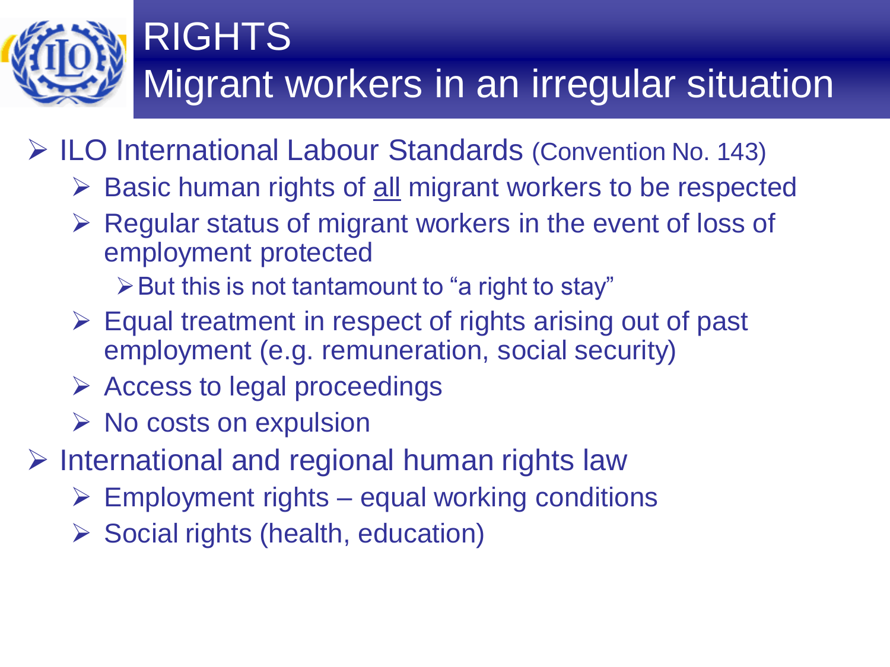# RIGHTS
## Migrant workers in an irregular situation

- ILO International Labour Standards (Convention No. 143)
  - Basic human rights of <u>all</u> migrant workers to be respected
  - Regular status of migrant workers in the event of loss of employment protected
    - But this is not tantamount to "a right to stay"
  - Equal treatment in respect of rights arising out of past employment (e.g. remuneration, social security)
  - Access to legal proceedings
  - No costs on expulsion
- International and regional human rights law
  - Employment rights – equal working conditions
  - Social rights (health, education)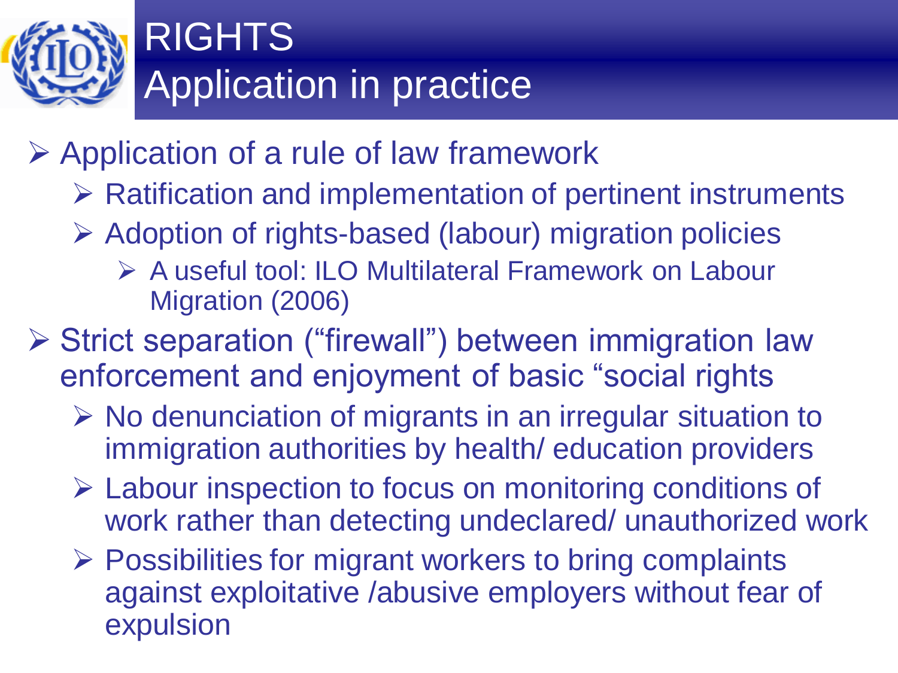# RIGHTS
## Application in practice

- Application of a rule of law framework
  - Ratification and implementation of pertinent instruments
  - Adoption of rights-based (labour) migration policies
    - A useful tool: ILO Multilateral Framework on Labour Migration (2006)
- Strict separation ("firewall") between immigration law enforcement and enjoyment of basic "social rights
  - No denunciation of migrants in an irregular situation to immigration authorities by health/ education providers
  - Labour inspection to focus on monitoring conditions of work rather than detecting undeclared/ unauthorized work
  - Possibilities for migrant workers to bring complaints against exploitative /abusive employers without fear of expulsion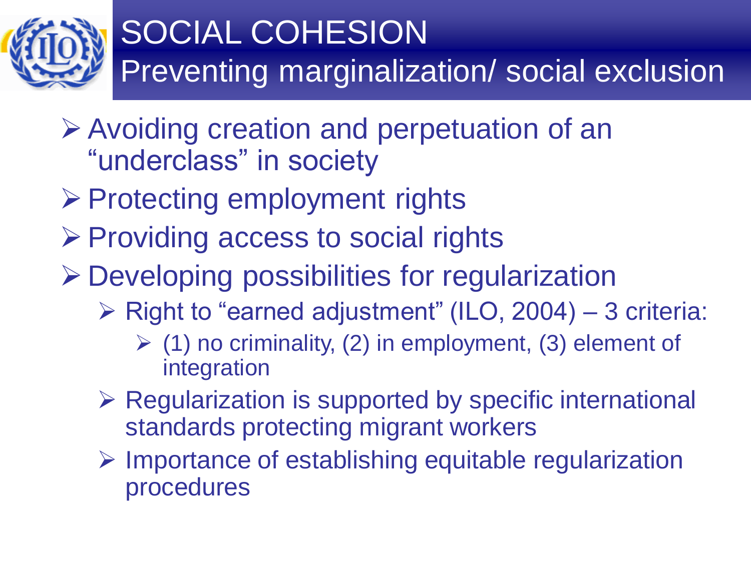# SOCIAL COHESION
## Preventing marginalization/ social exclusion

- Avoiding creation and perpetuation of an "underclass" in society
- Protecting employment rights
- Providing access to social rights
- Developing possibilities for regularization
  - Right to "earned adjustment" (ILO, 2004) – 3 criteria:
    - (1) no criminality, (2) in employment, (3) element of integration
  - Regularization is supported by specific international standards protecting migrant workers
  - Importance of establishing equitable regularization procedures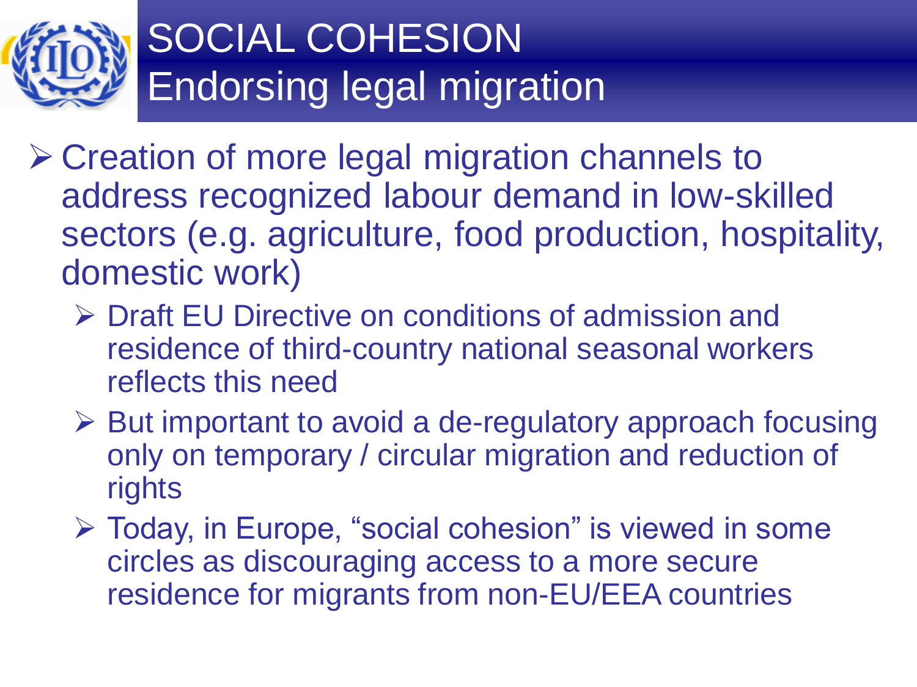# SOCIAL COHESION
## Endorsing legal migration

- Creation of more legal migration channels to address recognized labour demand in low-skilled sectors (e.g. agriculture, food production, hospitality, domestic work)
  - Draft EU Directive on conditions of admission and residence of third-country national seasonal workers reflects this need
  - But important to avoid a de-regulatory approach focusing only on temporary / circular migration and reduction of rights
  - Today, in Europe, "social cohesion" is viewed in some circles as discouraging access to a more secure residence for migrants from non-EU/EEA countries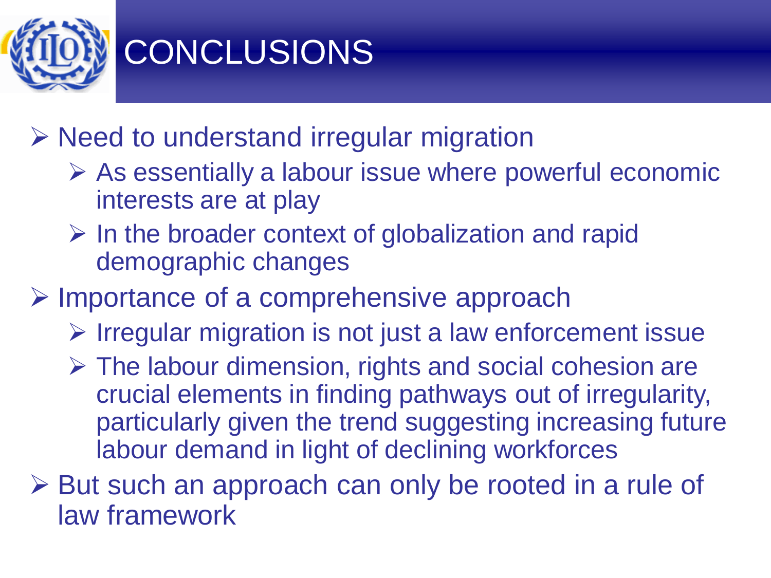# CONCLUSIONS

- Need to understand irregular migration
  - As essentially a labour issue where powerful economic interests are at play
  - In the broader context of globalization and rapid demographic changes
- Importance of a comprehensive approach
  - Irregular migration is not just a law enforcement issue
  - The labour dimension, rights and social cohesion are crucial elements in finding pathways out of irregularity, particularly given the trend suggesting increasing future labour demand in light of declining workforces
- But such an approach can only be rooted in a rule of law framework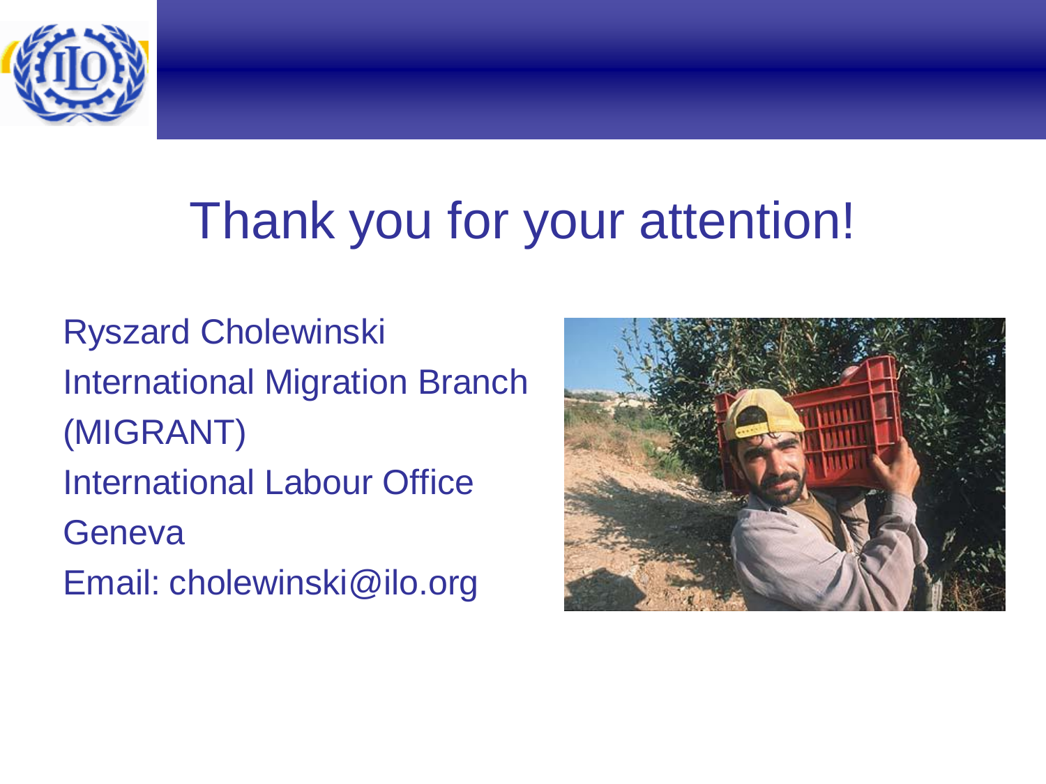# Thank you for your attention!

Ryszard Cholewinski
International Migration Branch (MIGRANT)
International Labour Office
Geneva
Email: cholewinski@ilo.org